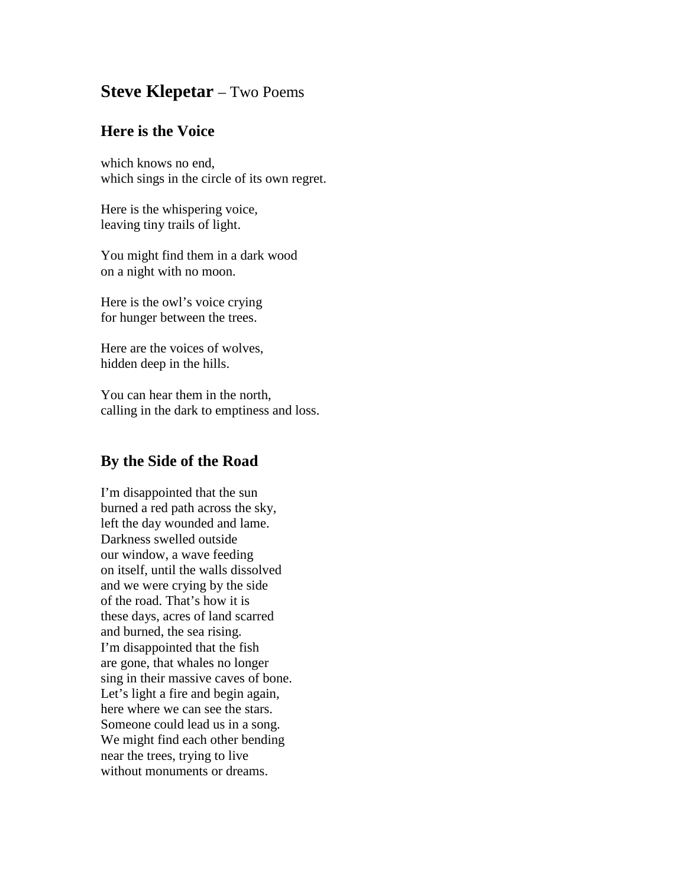# **Steve Klepetar** – Two Poems

## Here is the Voice

which knows no end,
which sings in the circle of its own regret.

Here is the whispering voice,
leaving tiny trails of light.

You might find them in a dark wood
on a night with no moon.

Here is the owl's voice crying
for hunger between the trees.

Here are the voices of wolves,
hidden deep in the hills.

You can hear them in the north,
calling in the dark to emptiness and loss.

## By the Side of the Road

I'm disappointed that the sun
burned a red path across the sky,
left the day wounded and lame.
Darkness swelled outside
our window, a wave feeding
on itself, until the walls dissolved
and we were crying by the side
of the road. That's how it is
these days, acres of land scarred
and burned, the sea rising.
I'm disappointed that the fish
are gone, that whales no longer
sing in their massive caves of bone.
Let's light a fire and begin again,
here where we can see the stars.
Someone could lead us in a song.
We might find each other bending
near the trees, trying to live
without monuments or dreams.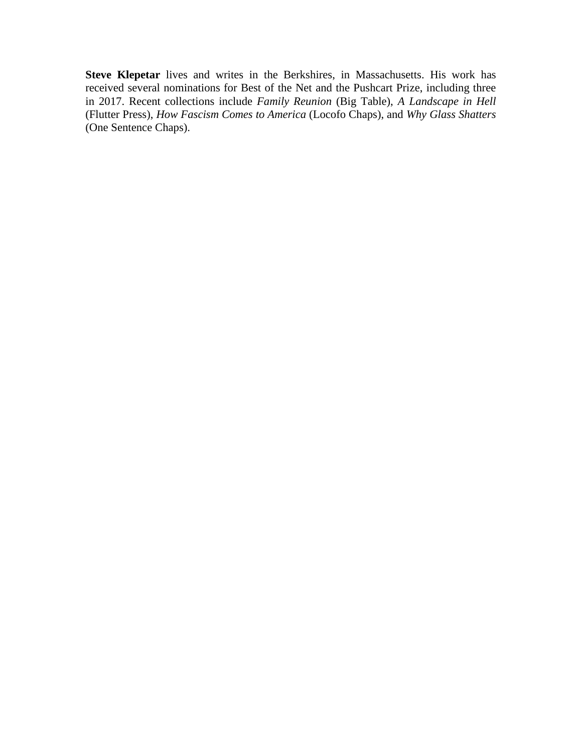**Steve Klepetar** lives and writes in the Berkshires, in Massachusetts. His work has received several nominations for Best of the Net and the Pushcart Prize, including three in 2017. Recent collections include *Family Reunion* (Big Table), *A Landscape in Hell* (Flutter Press), *How Fascism Comes to America* (Locofo Chaps), and *Why Glass Shatters* (One Sentence Chaps).